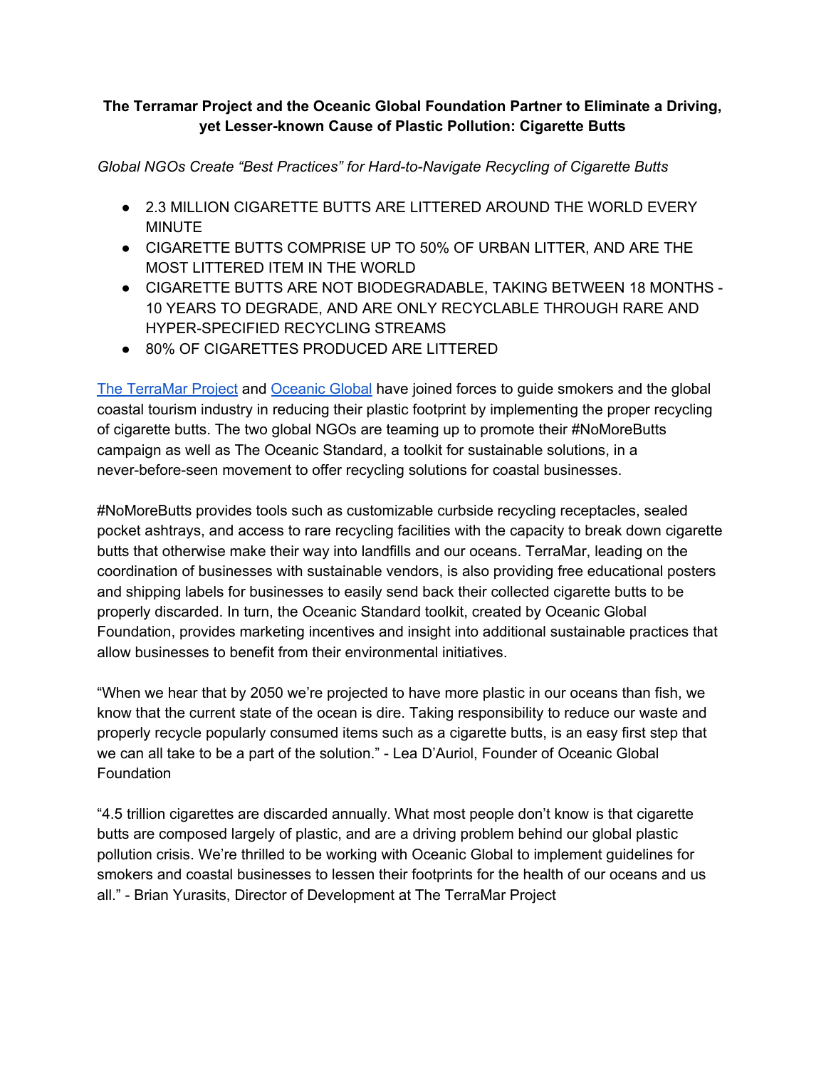**The Terramar Project and the Oceanic Global Foundation Partner to Eliminate a Driving, yet Lesser-known Cause of Plastic Pollution: Cigarette Butts**

*Global NGOs Create "Best Practices" for Hard-to-Navigate Recycling of Cigarette Butts*

- 2.3 MILLION CIGARETTE BUTTS ARE LITTERED AROUND THE WORLD EVERY MINUTE
- CIGARETTE BUTTS COMPRISE UP TO 50% OF URBAN LITTER, AND ARE THE MOST LITTERED ITEM IN THE WORLD
- CIGARETTE BUTTS ARE NOT BIODEGRADABLE, TAKING BETWEEN 18 MONTHS - 10 YEARS TO DEGRADE, AND ARE ONLY RECYCLABLE THROUGH RARE AND HYPER-SPECIFIED RECYCLING STREAMS
- 80% OF CIGARETTES PRODUCED ARE LITTERED

The TerraMar Project and Oceanic Global have joined forces to guide smokers and the global coastal tourism industry in reducing their plastic footprint by implementing the proper recycling of cigarette butts. The two global NGOs are teaming up to promote their #NoMoreButts campaign as well as The Oceanic Standard, a toolkit for sustainable solutions, in a never-before-seen movement to offer recycling solutions for coastal businesses.

#NoMoreButts provides tools such as customizable curbside recycling receptacles, sealed pocket ashtrays, and access to rare recycling facilities with the capacity to break down cigarette butts that otherwise make their way into landfills and our oceans. TerraMar, leading on the coordination of businesses with sustainable vendors, is also providing free educational posters and shipping labels for businesses to easily send back their collected cigarette butts to be properly discarded. In turn, the Oceanic Standard toolkit, created by Oceanic Global Foundation, provides marketing incentives and insight into additional sustainable practices that allow businesses to benefit from their environmental initiatives.

"When we hear that by 2050 we're projected to have more plastic in our oceans than fish, we know that the current state of the ocean is dire. Taking responsibility to reduce our waste and properly recycle popularly consumed items such as a cigarette butts, is an easy first step that we can all take to be a part of the solution." - Lea D'Auriol, Founder of Oceanic Global Foundation

"4.5 trillion cigarettes are discarded annually. What most people don't know is that cigarette butts are composed largely of plastic, and are a driving problem behind our global plastic pollution crisis. We're thrilled to be working with Oceanic Global to implement guidelines for smokers and coastal businesses to lessen their footprints for the health of our oceans and us all." - Brian Yurasits, Director of Development at The TerraMar Project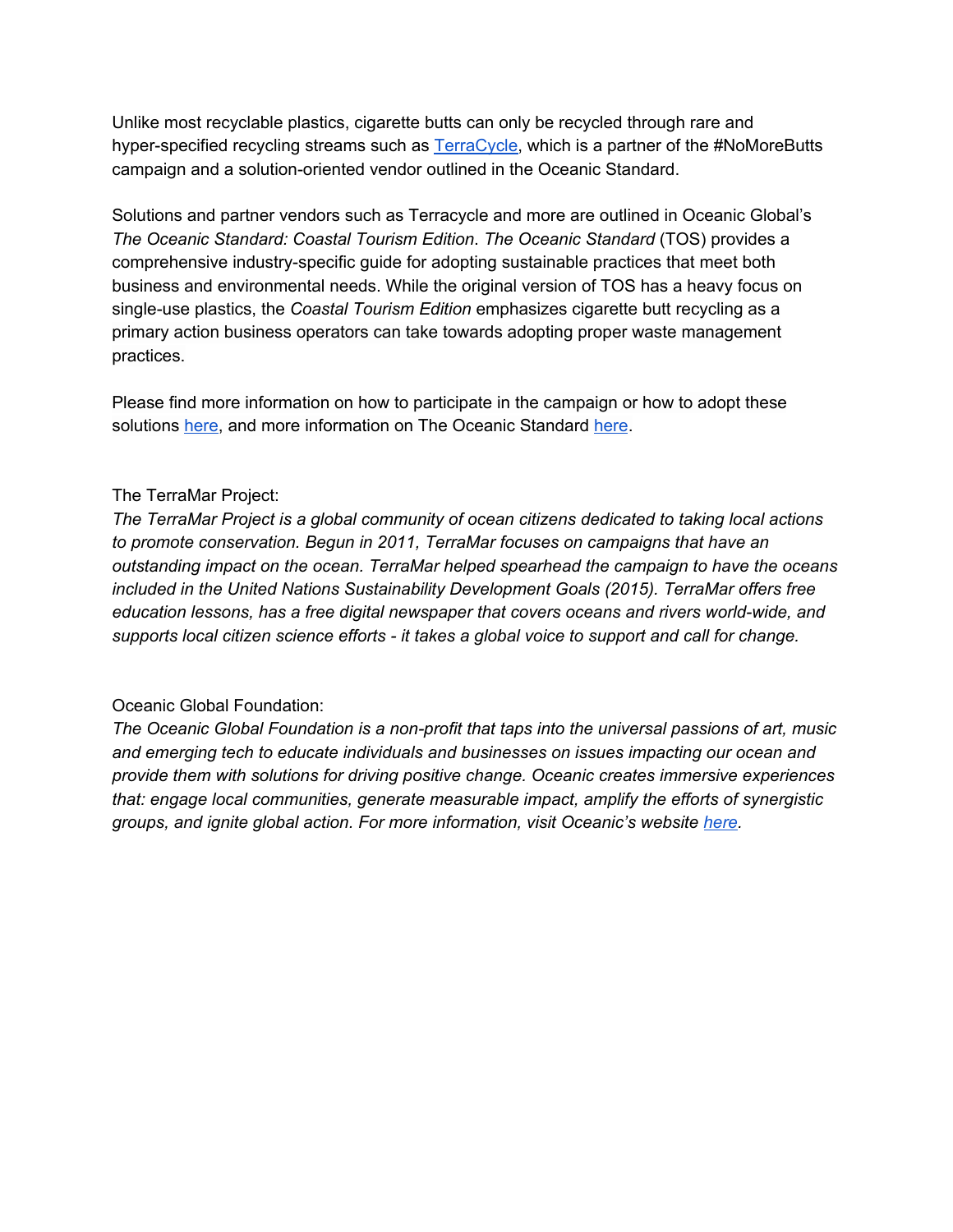Unlike most recyclable plastics, cigarette butts can only be recycled through rare and hyper-specified recycling streams such as [TerraCycle](), which is a partner of the #NoMoreButts campaign and a solution-oriented vendor outlined in the Oceanic Standard.

Solutions and partner vendors such as Terracycle and more are outlined in Oceanic Global's *The Oceanic Standard: Coastal Tourism Edition*. *The Oceanic Standard* (TOS) provides a comprehensive industry-specific guide for adopting sustainable practices that meet both business and environmental needs. While the original version of TOS has a heavy focus on single-use plastics, the *Coastal Tourism Edition* emphasizes cigarette butt recycling as a primary action business operators can take towards adopting proper waste management practices.

Please find more information on how to participate in the campaign or how to adopt these solutions [here](), and more information on The Oceanic Standard [here]().

The TerraMar Project:

*The TerraMar Project is a global community of ocean citizens dedicated to taking local actions to promote conservation. Begun in 2011, TerraMar focuses on campaigns that have an outstanding impact on the ocean. TerraMar helped spearhead the campaign to have the oceans included in the United Nations Sustainability Development Goals (2015). TerraMar offers free education lessons, has a free digital newspaper that covers oceans and rivers world-wide, and supports local citizen science efforts - it takes a global voice to support and call for change.*

Oceanic Global Foundation:

*The Oceanic Global Foundation is a non-profit that taps into the universal passions of art, music and emerging tech to educate individuals and businesses on issues impacting our ocean and provide them with solutions for driving positive change. Oceanic creates immersive experiences that: engage local communities, generate measurable impact, amplify the efforts of synergistic groups, and ignite global action. For more information, visit Oceanic's website [here]().*